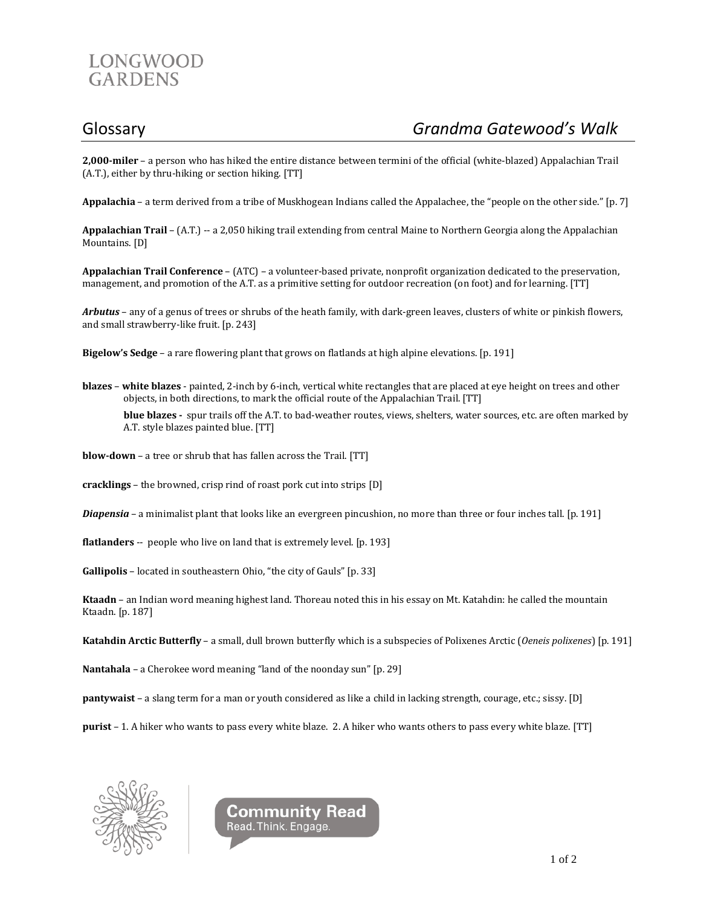LONGWOOD GARDENS

# Glossary *Grandma Gatewood's Walk*

**2,000-miler** – a person who has hiked the entire distance between termini of the official (white-blazed) Appalachian Trail (A.T.), either by thru-hiking or section hiking. [TT]

**Appalachia** – a term derived from a tribe of Muskhogean Indians called the Appalachee, the "people on the other side." [p. 7]

**Appalachian Trail** – (A.T.) -- a 2,050 hiking trail extending from central Maine to Northern Georgia along the Appalachian Mountains. [D]

**Appalachian Trail Conference** – (ATC) – a volunteer-based private, nonprofit organization dedicated to the preservation, management, and promotion of the A.T. as a primitive setting for outdoor recreation (on foot) and for learning. [TT]

***Arbutus*** – any of a genus of trees or shrubs of the heath family, with dark-green leaves, clusters of white or pinkish flowers, and small strawberry-like fruit. [p. 243]

**Bigelow's Sedge** – a rare flowering plant that grows on flatlands at high alpine elevations. [p. 191]

**blazes** – **white blazes** - painted, 2-inch by 6-inch, vertical white rectangles that are placed at eye height on trees and other objects, in both directions, to mark the official route of the Appalachian Trail. [TT]

**blue blazes -** spur trails off the A.T. to bad-weather routes, views, shelters, water sources, etc. are often marked by A.T. style blazes painted blue. [TT]

**blow-down** – a tree or shrub that has fallen across the Trail. [TT]

**cracklings** – the browned, crisp rind of roast pork cut into strips [D]

***Diapensia*** – a minimalist plant that looks like an evergreen pincushion, no more than three or four inches tall. [p. 191]

**flatlanders** -- people who live on land that is extremely level. [p. 193]

**Gallipolis** – located in southeastern Ohio, "the city of Gauls" [p. 33]

**Ktaadn** – an Indian word meaning highest land. Thoreau noted this in his essay on Mt. Katahdin: he called the mountain Ktaadn. [p. 187]

**Katahdin Arctic Butterfly** – a small, dull brown butterfly which is a subspecies of Polixenes Arctic (*Oeneis polixenes*) [p. 191]

**Nantahala** – a Cherokee word meaning "land of the noonday sun" [p. 29]

**pantywaist** – a slang term for a man or youth considered as like a child in lacking strength, courage, etc.; sissy. [D]

**purist** – 1. A hiker who wants to pass every white blaze. 2. A hiker who wants others to pass every white blaze. [TT]

Community Read
Read. Think. Engage.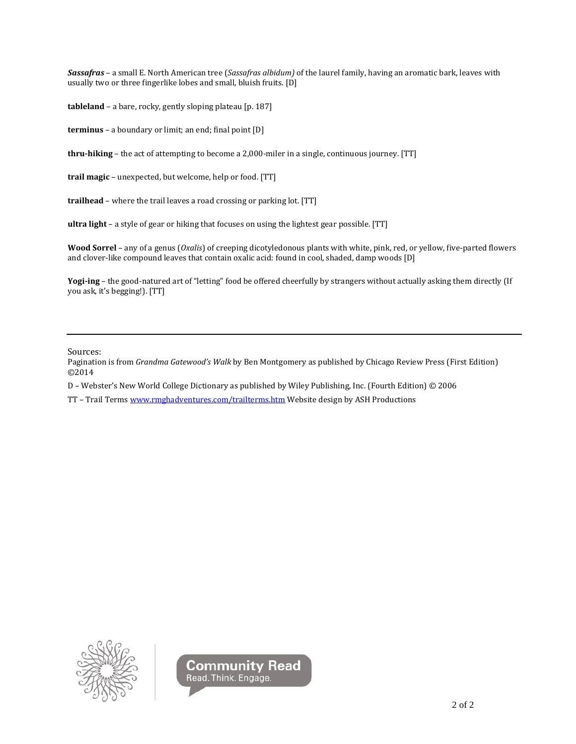***Sassafras*** – a small E. North American tree (*Sassafras albidum)* of the laurel family, having an aromatic bark, leaves with usually two or three fingerlike lobes and small, bluish fruits. [D]

**tableland** – a bare, rocky, gently sloping plateau [p. 187]

**terminus** – a boundary or limit; an end; final point [D]

**thru-hiking** – the act of attempting to become a 2,000-miler in a single, continuous journey. [TT]

**trail magic** – unexpected, but welcome, help or food. [TT]

**trailhead** – where the trail leaves a road crossing or parking lot. [TT]

**ultra light** – a style of gear or hiking that focuses on using the lightest gear possible. [TT]

**Wood Sorrel** – any of a genus (*Oxalis*) of creeping dicotyledonous plants with white, pink, red, or yellow, five-parted flowers and clover-like compound leaves that contain oxalic acid: found in cool, shaded, damp woods [D]

**Yogi-ing** – the good-natured art of "letting" food be offered cheerfully by strangers without actually asking them directly (If you ask, it's begging!). [TT]

---

Sources:

Pagination is from *Grandma Gatewood's Walk* by Ben Montgomery as published by Chicago Review Press (First Edition) ©2014

D – Webster's New World College Dictionary as published by Wiley Publishing, Inc. (Fourth Edition) © 2006

TT – Trail Terms www.rmghadventures.com/trailterms.htm Website design by ASH Productions

Community Read
Read. Think. Engage.